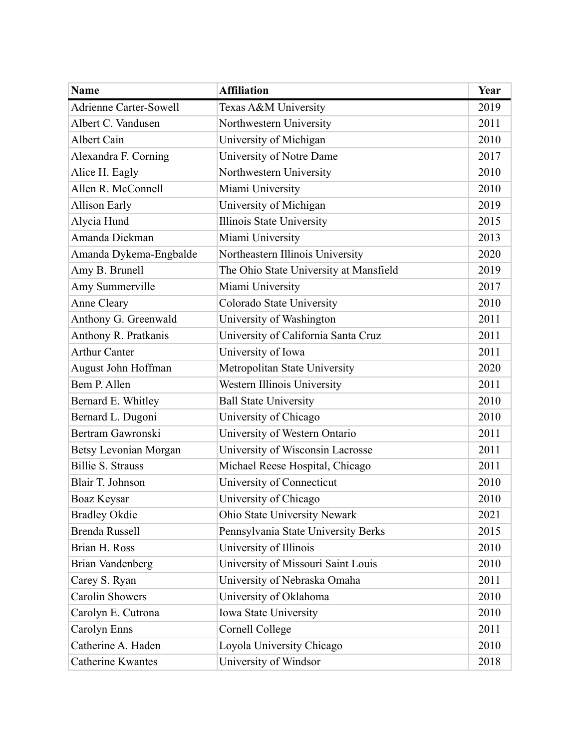| Name | Affiliation | Year |
|---|---|---|
| Adrienne Carter-Sowell | Texas A&M University | 2019 |
| Albert C. Vandusen | Northwestern University | 2011 |
| Albert Cain | University of Michigan | 2010 |
| Alexandra F. Corning | University of Notre Dame | 2017 |
| Alice H. Eagly | Northwestern University | 2010 |
| Allen R. McConnell | Miami University | 2010 |
| Allison Early | University of Michigan | 2019 |
| Alycia Hund | Illinois State University | 2015 |
| Amanda Diekman | Miami University | 2013 |
| Amanda Dykema-Engbalde | Northeastern Illinois University | 2020 |
| Amy B. Brunell | The Ohio State University at Mansfield | 2019 |
| Amy Summerville | Miami University | 2017 |
| Anne Cleary | Colorado State University | 2010 |
| Anthony G. Greenwald | University of Washington | 2011 |
| Anthony R. Pratkanis | University of California Santa Cruz | 2011 |
| Arthur Canter | University of Iowa | 2011 |
| August John Hoffman | Metropolitan State University | 2020 |
| Bem P. Allen | Western Illinois University | 2011 |
| Bernard E. Whitley | Ball State University | 2010 |
| Bernard L. Dugoni | University of Chicago | 2010 |
| Bertram Gawronski | University of Western Ontario | 2011 |
| Betsy Levonian Morgan | University of Wisconsin Lacrosse | 2011 |
| Billie S. Strauss | Michael Reese Hospital, Chicago | 2011 |
| Blair T. Johnson | University of Connecticut | 2010 |
| Boaz Keysar | University of Chicago | 2010 |
| Bradley Okdie | Ohio State University Newark | 2021 |
| Brenda Russell | Pennsylvania State University Berks | 2015 |
| Brian H. Ross | University of Illinois | 2010 |
| Brian Vandenberg | University of Missouri Saint Louis | 2010 |
| Carey S. Ryan | University of Nebraska Omaha | 2011 |
| Carolin Showers | University of Oklahoma | 2010 |
| Carolyn E. Cutrona | Iowa State University | 2010 |
| Carolyn Enns | Cornell College | 2011 |
| Catherine A. Haden | Loyola University Chicago | 2010 |
| Catherine Kwantes | University of Windsor | 2018 |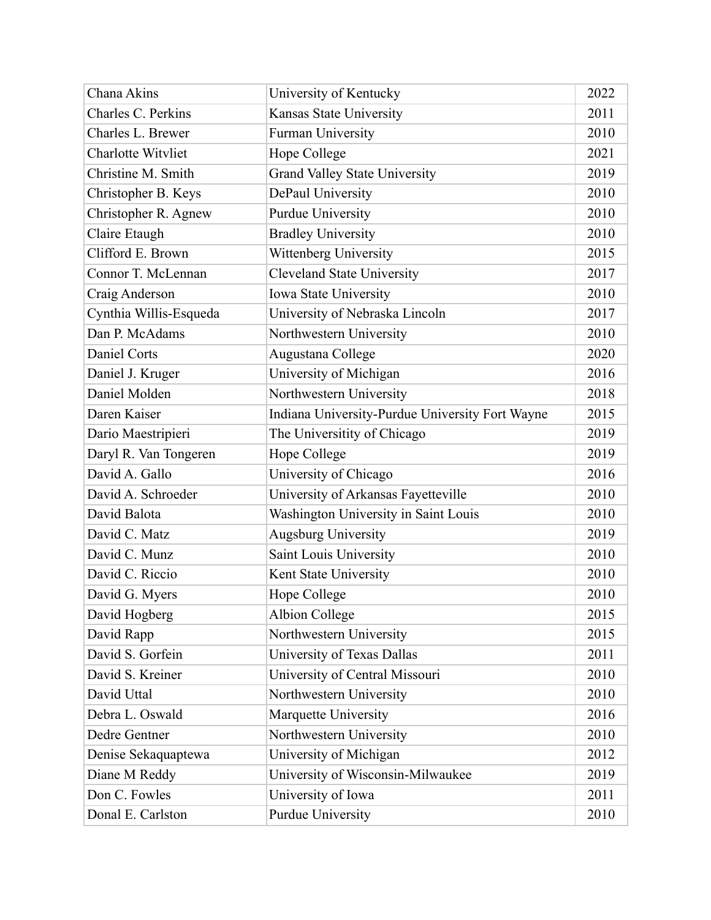| Chana Akins | University of Kentucky | 2022 |
|---|---|---|
| Charles C. Perkins | Kansas State University | 2011 |
| Charles L. Brewer | Furman University | 2010 |
| Charlotte Witvliet | Hope College | 2021 |
| Christine M. Smith | Grand Valley State University | 2019 |
| Christopher B. Keys | DePaul University | 2010 |
| Christopher R. Agnew | Purdue University | 2010 |
| Claire Etaugh | Bradley University | 2010 |
| Clifford E. Brown | Wittenberg University | 2015 |
| Connor T. McLennan | Cleveland State University | 2017 |
| Craig Anderson | Iowa State University | 2010 |
| Cynthia Willis-Esqueda | University of Nebraska Lincoln | 2017 |
| Dan P. McAdams | Northwestern University | 2010 |
| Daniel Corts | Augustana College | 2020 |
| Daniel J. Kruger | University of Michigan | 2016 |
| Daniel Molden | Northwestern University | 2018 |
| Daren Kaiser | Indiana University-Purdue University Fort Wayne | 2015 |
| Dario Maestripieri | The Universitity of Chicago | 2019 |
| Daryl R. Van Tongeren | Hope College | 2019 |
| David A. Gallo | University of Chicago | 2016 |
| David A. Schroeder | University of Arkansas Fayetteville | 2010 |
| David Balota | Washington University in Saint Louis | 2010 |
| David C. Matz | Augsburg University | 2019 |
| David C. Munz | Saint Louis University | 2010 |
| David C. Riccio | Kent State University | 2010 |
| David G. Myers | Hope College | 2010 |
| David Hogberg | Albion College | 2015 |
| David Rapp | Northwestern University | 2015 |
| David S. Gorfein | University of Texas Dallas | 2011 |
| David S. Kreiner | University of Central Missouri | 2010 |
| David Uttal | Northwestern University | 2010 |
| Debra L. Oswald | Marquette University | 2016 |
| Dedre Gentner | Northwestern University | 2010 |
| Denise Sekaquaptewa | University of Michigan | 2012 |
| Diane M Reddy | University of Wisconsin-Milwaukee | 2019 |
| Don C. Fowles | University of Iowa | 2011 |
| Donal E. Carlston | Purdue University | 2010 |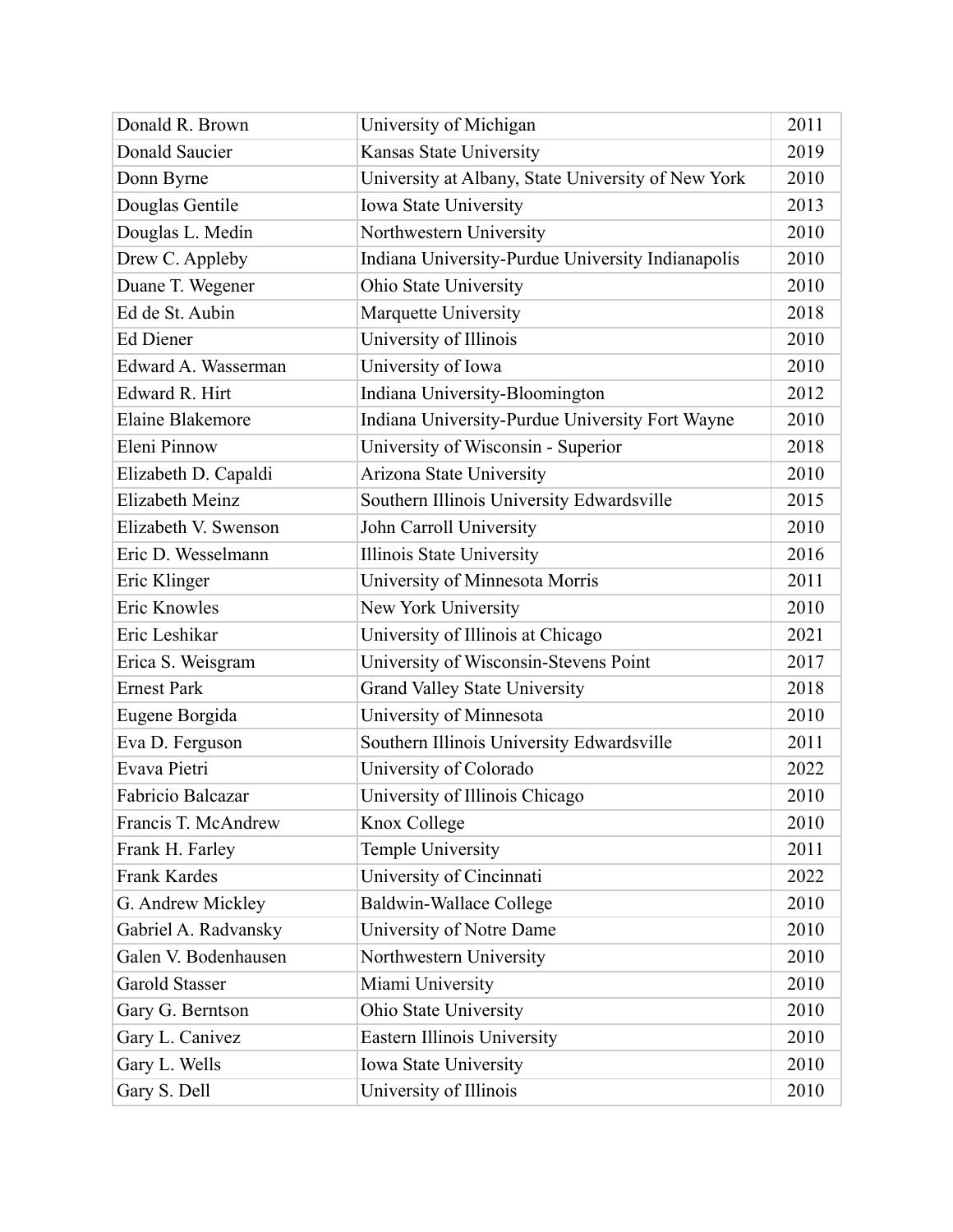| Donald R. Brown | University of Michigan | 2011 |
|---|---|---|
| Donald Saucier | Kansas State University | 2019 |
| Donn Byrne | University at Albany, State University of New York | 2010 |
| Douglas Gentile | Iowa State University | 2013 |
| Douglas L. Medin | Northwestern University | 2010 |
| Drew C. Appleby | Indiana University-Purdue University Indianapolis | 2010 |
| Duane T. Wegener | Ohio State University | 2010 |
| Ed de St. Aubin | Marquette University | 2018 |
| Ed Diener | University of Illinois | 2010 |
| Edward A. Wasserman | University of Iowa | 2010 |
| Edward R. Hirt | Indiana University-Bloomington | 2012 |
| Elaine Blakemore | Indiana University-Purdue University Fort Wayne | 2010 |
| Eleni Pinnow | University of Wisconsin - Superior | 2018 |
| Elizabeth D. Capaldi | Arizona State University | 2010 |
| Elizabeth Meinz | Southern Illinois University Edwardsville | 2015 |
| Elizabeth V. Swenson | John Carroll University | 2010 |
| Eric D. Wesselmann | Illinois State University | 2016 |
| Eric Klinger | University of Minnesota Morris | 2011 |
| Eric Knowles | New York University | 2010 |
| Eric Leshikar | University of Illinois at Chicago | 2021 |
| Erica S. Weisgram | University of Wisconsin-Stevens Point | 2017 |
| Ernest Park | Grand Valley State University | 2018 |
| Eugene Borgida | University of Minnesota | 2010 |
| Eva D. Ferguson | Southern Illinois University Edwardsville | 2011 |
| Evava Pietri | University of Colorado | 2022 |
| Fabricio Balcazar | University of Illinois Chicago | 2010 |
| Francis T. McAndrew | Knox College | 2010 |
| Frank H. Farley | Temple University | 2011 |
| Frank Kardes | University of Cincinnati | 2022 |
| G. Andrew Mickley | Baldwin-Wallace College | 2010 |
| Gabriel A. Radvansky | University of Notre Dame | 2010 |
| Galen V. Bodenhausen | Northwestern University | 2010 |
| Garold Stasser | Miami University | 2010 |
| Gary G. Berntson | Ohio State University | 2010 |
| Gary L. Canivez | Eastern Illinois University | 2010 |
| Gary L. Wells | Iowa State University | 2010 |
| Gary S. Dell | University of Illinois | 2010 |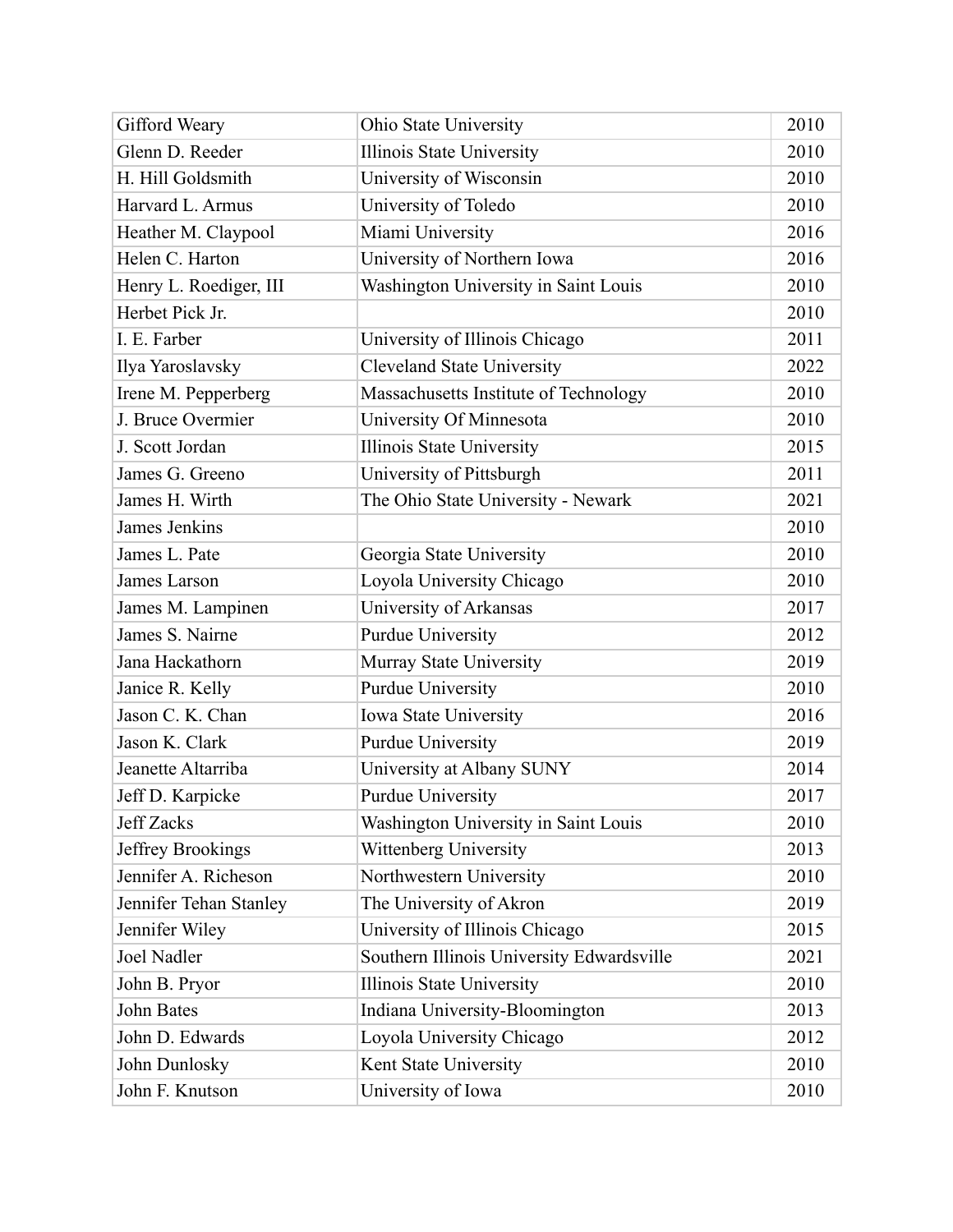| | | |
|---|---|---|
| Gifford Weary | Ohio State University | 2010 |
| Glenn D. Reeder | Illinois State University | 2010 |
| H. Hill Goldsmith | University of Wisconsin | 2010 |
| Harvard L. Armus | University of Toledo | 2010 |
| Heather M. Claypool | Miami University | 2016 |
| Helen C. Harton | University of Northern Iowa | 2016 |
| Henry L. Roediger, III | Washington University in Saint Louis | 2010 |
| Herbet Pick Jr. | | 2010 |
| I. E. Farber | University of Illinois Chicago | 2011 |
| Ilya Yaroslavsky | Cleveland State University | 2022 |
| Irene M. Pepperberg | Massachusetts Institute of Technology | 2010 |
| J. Bruce Overmier | University Of Minnesota | 2010 |
| J. Scott Jordan | Illinois State University | 2015 |
| James G. Greeno | University of Pittsburgh | 2011 |
| James H. Wirth | The Ohio State University - Newark | 2021 |
| James Jenkins | | 2010 |
| James L. Pate | Georgia State University | 2010 |
| James Larson | Loyola University Chicago | 2010 |
| James M. Lampinen | University of Arkansas | 2017 |
| James S. Nairne | Purdue University | 2012 |
| Jana Hackathorn | Murray State University | 2019 |
| Janice R. Kelly | Purdue University | 2010 |
| Jason C. K. Chan | Iowa State University | 2016 |
| Jason K. Clark | Purdue University | 2019 |
| Jeanette Altarriba | University at Albany SUNY | 2014 |
| Jeff D. Karpicke | Purdue University | 2017 |
| Jeff Zacks | Washington University in Saint Louis | 2010 |
| Jeffrey Brookings | Wittenberg University | 2013 |
| Jennifer A. Richeson | Northwestern University | 2010 |
| Jennifer Tehan Stanley | The University of Akron | 2019 |
| Jennifer Wiley | University of Illinois Chicago | 2015 |
| Joel Nadler | Southern Illinois University Edwardsville | 2021 |
| John B. Pryor | Illinois State University | 2010 |
| John Bates | Indiana University-Bloomington | 2013 |
| John D. Edwards | Loyola University Chicago | 2012 |
| John Dunlosky | Kent State University | 2010 |
| John F. Knutson | University of Iowa | 2010 |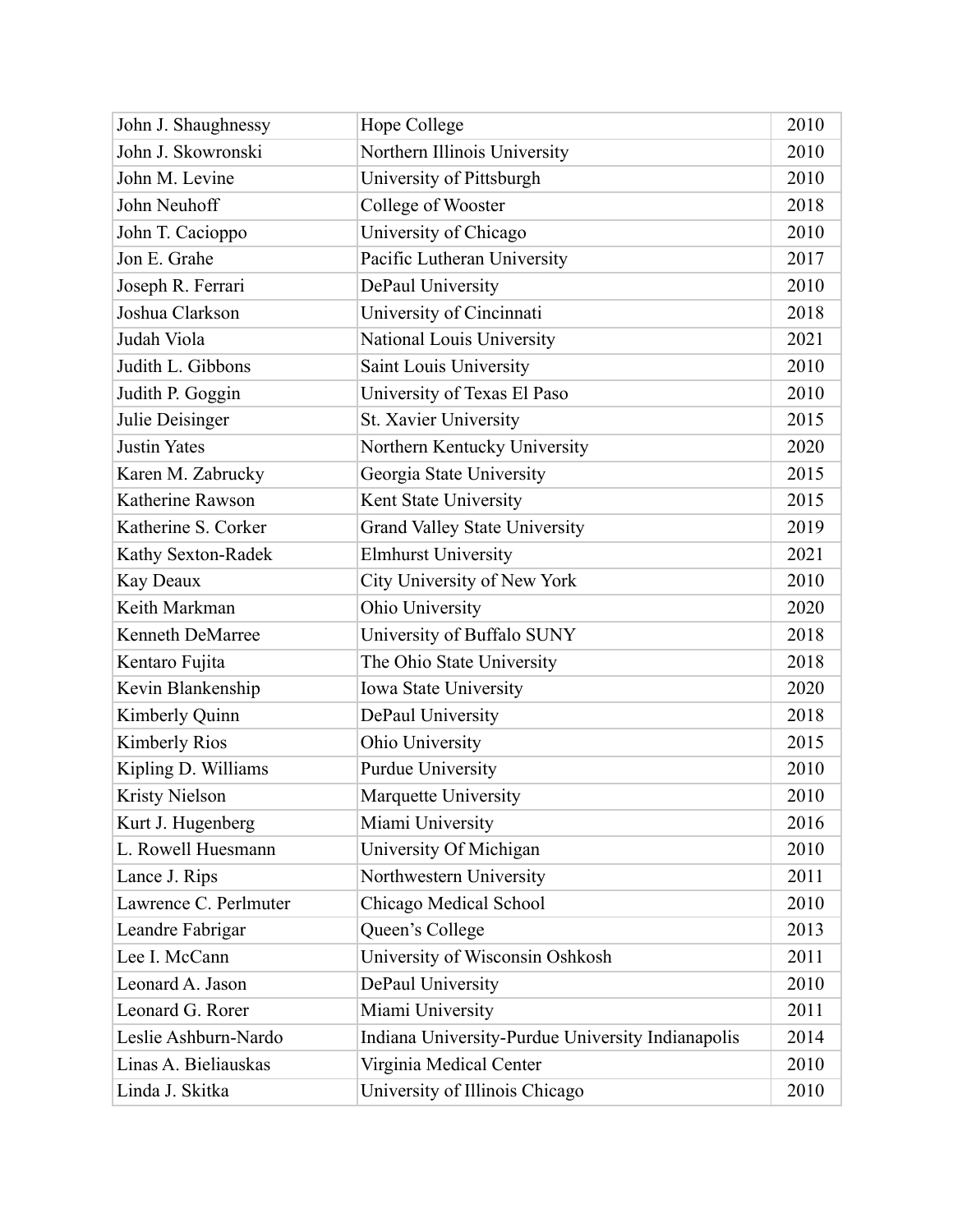| John J. Shaughnessy | Hope College | 2010 |
|---|---|---|
| John J. Skowronski | Northern Illinois University | 2010 |
| John M. Levine | University of Pittsburgh | 2010 |
| John Neuhoff | College of Wooster | 2018 |
| John T. Cacioppo | University of Chicago | 2010 |
| Jon E. Grahe | Pacific Lutheran University | 2017 |
| Joseph R. Ferrari | DePaul University | 2010 |
| Joshua Clarkson | University of Cincinnati | 2018 |
| Judah Viola | National Louis University | 2021 |
| Judith L. Gibbons | Saint Louis University | 2010 |
| Judith P. Goggin | University of Texas El Paso | 2010 |
| Julie Deisinger | St. Xavier University | 2015 |
| Justin Yates | Northern Kentucky University | 2020 |
| Karen M. Zabrucky | Georgia State University | 2015 |
| Katherine Rawson | Kent State University | 2015 |
| Katherine S. Corker | Grand Valley State University | 2019 |
| Kathy Sexton-Radek | Elmhurst University | 2021 |
| Kay Deaux | City University of New York | 2010 |
| Keith Markman | Ohio University | 2020 |
| Kenneth DeMarree | University of Buffalo SUNY | 2018 |
| Kentaro Fujita | The Ohio State University | 2018 |
| Kevin Blankenship | Iowa State University | 2020 |
| Kimberly Quinn | DePaul University | 2018 |
| Kimberly Rios | Ohio University | 2015 |
| Kipling D. Williams | Purdue University | 2010 |
| Kristy Nielson | Marquette University | 2010 |
| Kurt J. Hugenberg | Miami University | 2016 |
| L. Rowell Huesmann | University Of Michigan | 2010 |
| Lance J. Rips | Northwestern University | 2011 |
| Lawrence C. Perlmuter | Chicago Medical School | 2010 |
| Leandre Fabrigar | Queen's College | 2013 |
| Lee I. McCann | University of Wisconsin Oshkosh | 2011 |
| Leonard A. Jason | DePaul University | 2010 |
| Leonard G. Rorer | Miami University | 2011 |
| Leslie Ashburn-Nardo | Indiana University-Purdue University Indianapolis | 2014 |
| Linas A. Bieliauskas | Virginia Medical Center | 2010 |
| Linda J. Skitka | University of Illinois Chicago | 2010 |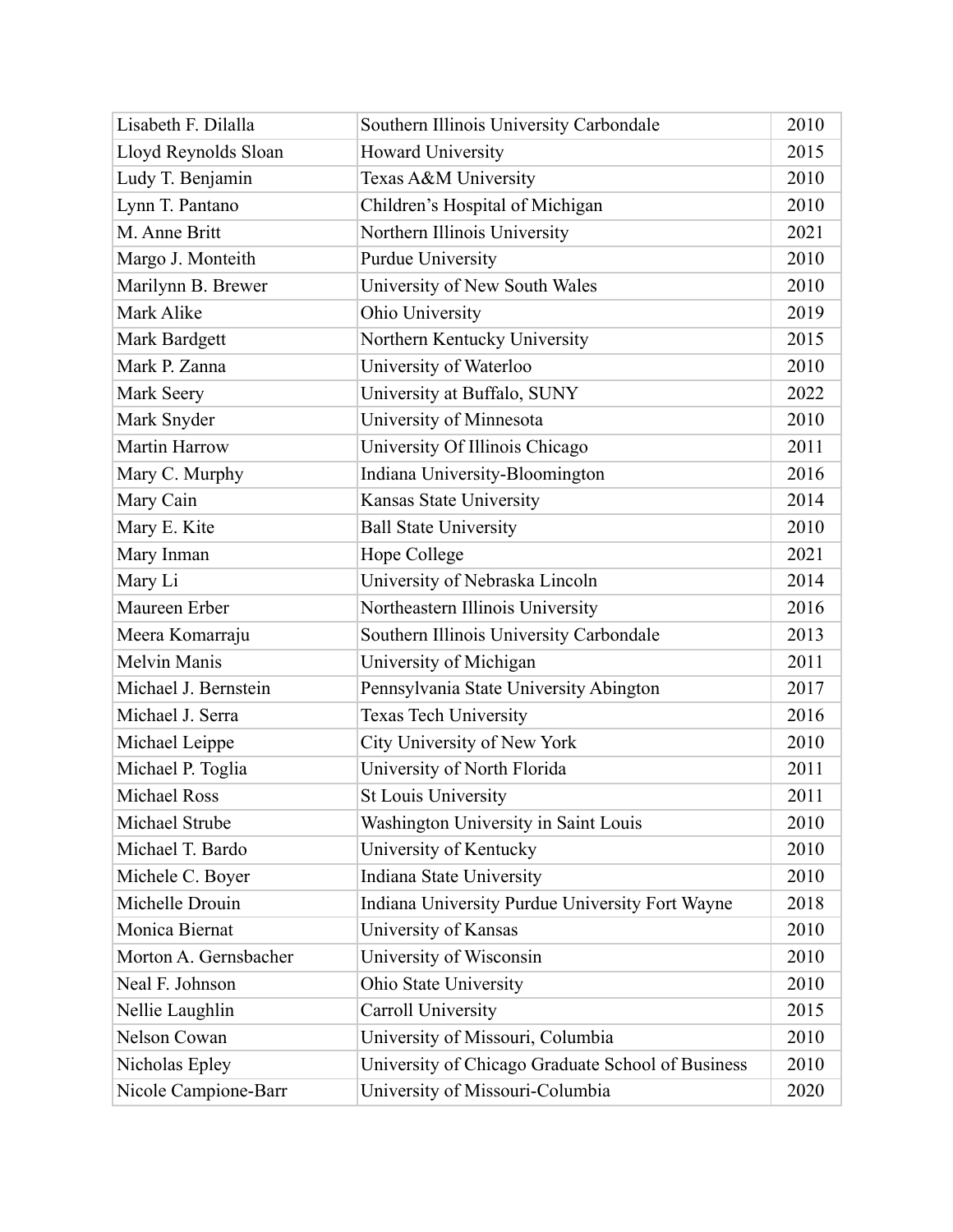| Lisabeth F. Dilalla | Southern Illinois University Carbondale | 2010 |
| --- | --- | --- |
| Lloyd Reynolds Sloan | Howard University | 2015 |
| Ludy T. Benjamin | Texas A&M University | 2010 |
| Lynn T. Pantano | Children's Hospital of Michigan | 2010 |
| M. Anne Britt | Northern Illinois University | 2021 |
| Margo J. Monteith | Purdue University | 2010 |
| Marilynn B. Brewer | University of New South Wales | 2010 |
| Mark Alike | Ohio University | 2019 |
| Mark Bardgett | Northern Kentucky University | 2015 |
| Mark P. Zanna | University of Waterloo | 2010 |
| Mark Seery | University at Buffalo, SUNY | 2022 |
| Mark Snyder | University of Minnesota | 2010 |
| Martin Harrow | University Of Illinois Chicago | 2011 |
| Mary C. Murphy | Indiana University-Bloomington | 2016 |
| Mary Cain | Kansas State University | 2014 |
| Mary E. Kite | Ball State University | 2010 |
| Mary Inman | Hope College | 2021 |
| Mary Li | University of Nebraska Lincoln | 2014 |
| Maureen Erber | Northeastern Illinois University | 2016 |
| Meera Komarraju | Southern Illinois University Carbondale | 2013 |
| Melvin Manis | University of Michigan | 2011 |
| Michael J. Bernstein | Pennsylvania State University Abington | 2017 |
| Michael J. Serra | Texas Tech University | 2016 |
| Michael Leippe | City University of New York | 2010 |
| Michael P. Toglia | University of North Florida | 2011 |
| Michael Ross | St Louis University | 2011 |
| Michael Strube | Washington University in Saint Louis | 2010 |
| Michael T. Bardo | University of Kentucky | 2010 |
| Michele C. Boyer | Indiana State University | 2010 |
| Michelle Drouin | Indiana University Purdue University Fort Wayne | 2018 |
| Monica Biernat | University of Kansas | 2010 |
| Morton A. Gernsbacher | University of Wisconsin | 2010 |
| Neal F. Johnson | Ohio State University | 2010 |
| Nellie Laughlin | Carroll University | 2015 |
| Nelson Cowan | University of Missouri, Columbia | 2010 |
| Nicholas Epley | University of Chicago Graduate School of Business | 2010 |
| Nicole Campione-Barr | University of Missouri-Columbia | 2020 |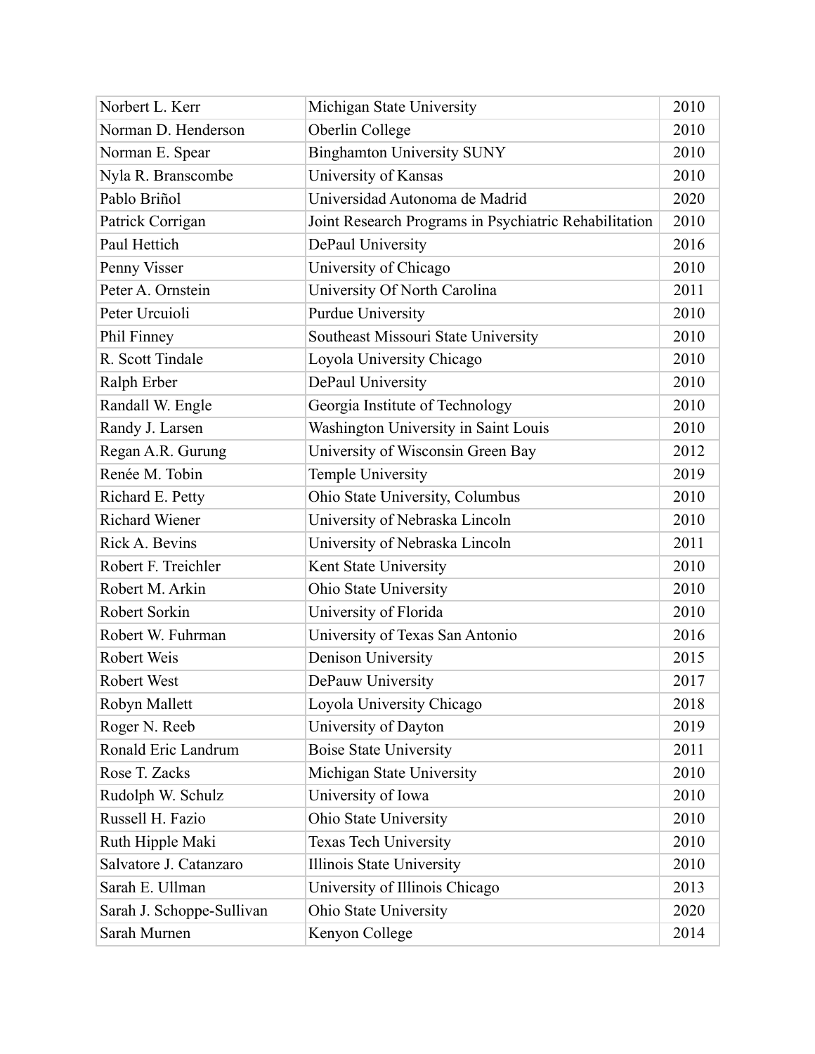| Norbert L. Kerr | Michigan State University | 2010 |
|---|---|---|
| Norman D. Henderson | Oberlin College | 2010 |
| Norman E. Spear | Binghamton University SUNY | 2010 |
| Nyla R. Branscombe | University of Kansas | 2010 |
| Pablo Briñol | Universidad Autonoma de Madrid | 2020 |
| Patrick Corrigan | Joint Research Programs in Psychiatric Rehabilitation | 2010 |
| Paul Hettich | DePaul University | 2016 |
| Penny Visser | University of Chicago | 2010 |
| Peter A. Ornstein | University Of North Carolina | 2011 |
| Peter Urcuioli | Purdue University | 2010 |
| Phil Finney | Southeast Missouri State University | 2010 |
| R. Scott Tindale | Loyola University Chicago | 2010 |
| Ralph Erber | DePaul University | 2010 |
| Randall W. Engle | Georgia Institute of Technology | 2010 |
| Randy J. Larsen | Washington University in Saint Louis | 2010 |
| Regan A.R. Gurung | University of Wisconsin Green Bay | 2012 |
| Renée M. Tobin | Temple University | 2019 |
| Richard E. Petty | Ohio State University, Columbus | 2010 |
| Richard Wiener | University of Nebraska Lincoln | 2010 |
| Rick A. Bevins | University of Nebraska Lincoln | 2011 |
| Robert F. Treichler | Kent State University | 2010 |
| Robert M. Arkin | Ohio State University | 2010 |
| Robert Sorkin | University of Florida | 2010 |
| Robert W. Fuhrman | University of Texas San Antonio | 2016 |
| Robert Weis | Denison University | 2015 |
| Robert West | DePauw University | 2017 |
| Robyn Mallett | Loyola University Chicago | 2018 |
| Roger N. Reeb | University of Dayton | 2019 |
| Ronald Eric Landrum | Boise State University | 2011 |
| Rose T. Zacks | Michigan State University | 2010 |
| Rudolph W. Schulz | University of Iowa | 2010 |
| Russell H. Fazio | Ohio State University | 2010 |
| Ruth Hipple Maki | Texas Tech University | 2010 |
| Salvatore J. Catanzaro | Illinois State University | 2010 |
| Sarah E. Ullman | University of Illinois Chicago | 2013 |
| Sarah J. Schoppe-Sullivan | Ohio State University | 2020 |
| Sarah Murnen | Kenyon College | 2014 |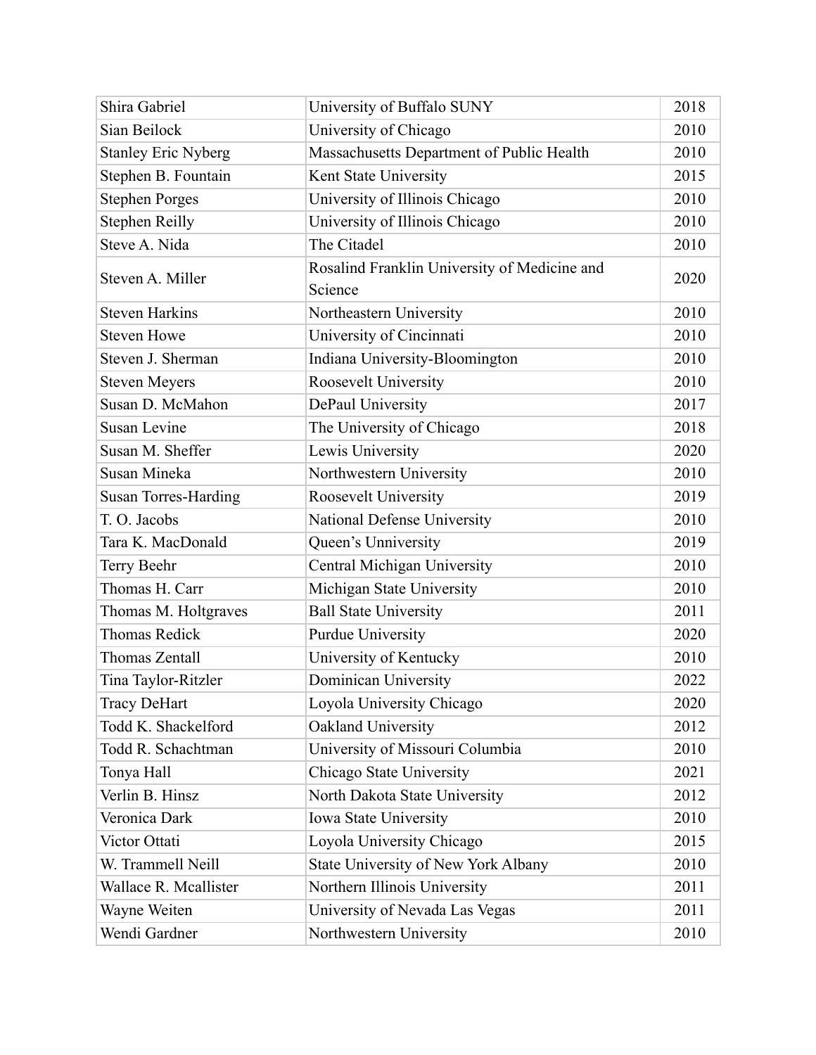| Shira Gabriel | University of Buffalo SUNY | 2018 |
|---|---|---|
| Sian Beilock | University of Chicago | 2010 |
| Stanley Eric Nyberg | Massachusetts Department of Public Health | 2010 |
| Stephen B. Fountain | Kent State University | 2015 |
| Stephen Porges | University of Illinois Chicago | 2010 |
| Stephen Reilly | University of Illinois Chicago | 2010 |
| Steve A. Nida | The Citadel | 2010 |
| Steven A. Miller | Rosalind Franklin University of Medicine and Science | 2020 |
| Steven Harkins | Northeastern University | 2010 |
| Steven Howe | University of Cincinnati | 2010 |
| Steven J. Sherman | Indiana University-Bloomington | 2010 |
| Steven Meyers | Roosevelt University | 2010 |
| Susan D. McMahon | DePaul University | 2017 |
| Susan Levine | The University of Chicago | 2018 |
| Susan M. Sheffer | Lewis University | 2020 |
| Susan Mineka | Northwestern University | 2010 |
| Susan Torres-Harding | Roosevelt University | 2019 |
| T. O. Jacobs | National Defense University | 2010 |
| Tara K. MacDonald | Queen’s Unniversity | 2019 |
| Terry Beehr | Central Michigan University | 2010 |
| Thomas H. Carr | Michigan State University | 2010 |
| Thomas M. Holtgraves | Ball State University | 2011 |
| Thomas Redick | Purdue University | 2020 |
| Thomas Zentall | University of Kentucky | 2010 |
| Tina Taylor-Ritzler | Dominican University | 2022 |
| Tracy DeHart | Loyola University Chicago | 2020 |
| Todd K. Shackelford | Oakland University | 2012 |
| Todd R. Schachtman | University of Missouri Columbia | 2010 |
| Tonya Hall | Chicago State University | 2021 |
| Verlin B. Hinsz | North Dakota State University | 2012 |
| Veronica Dark | Iowa State University | 2010 |
| Victor Ottati | Loyola University Chicago | 2015 |
| W. Trammell Neill | State University of New York Albany | 2010 |
| Wallace R. Mcallister | Northern Illinois University | 2011 |
| Wayne Weiten | University of Nevada Las Vegas | 2011 |
| Wendi Gardner | Northwestern University | 2010 |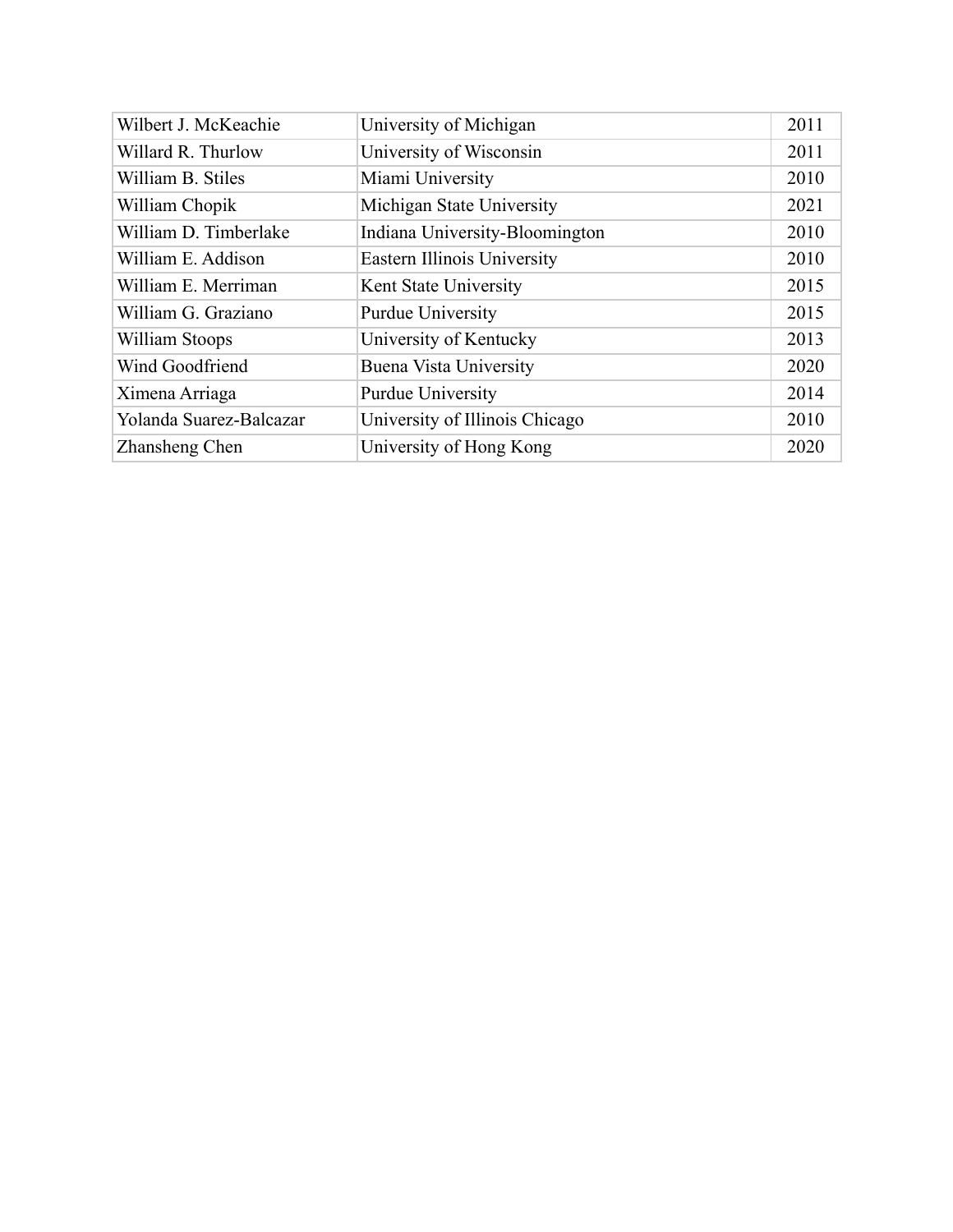| | | |
|---|---|---|
| Wilbert J. McKeachie | University of Michigan | 2011 |
| Willard R. Thurlow | University of Wisconsin | 2011 |
| William B. Stiles | Miami University | 2010 |
| William Chopik | Michigan State University | 2021 |
| William D. Timberlake | Indiana University-Bloomington | 2010 |
| William E. Addison | Eastern Illinois University | 2010 |
| William E. Merriman | Kent State University | 2015 |
| William G. Graziano | Purdue University | 2015 |
| William Stoops | University of Kentucky | 2013 |
| Wind Goodfriend | Buena Vista University | 2020 |
| Ximena Arriaga | Purdue University | 2014 |
| Yolanda Suarez-Balcazar | University of Illinois Chicago | 2010 |
| Zhansheng Chen | University of Hong Kong | 2020 |